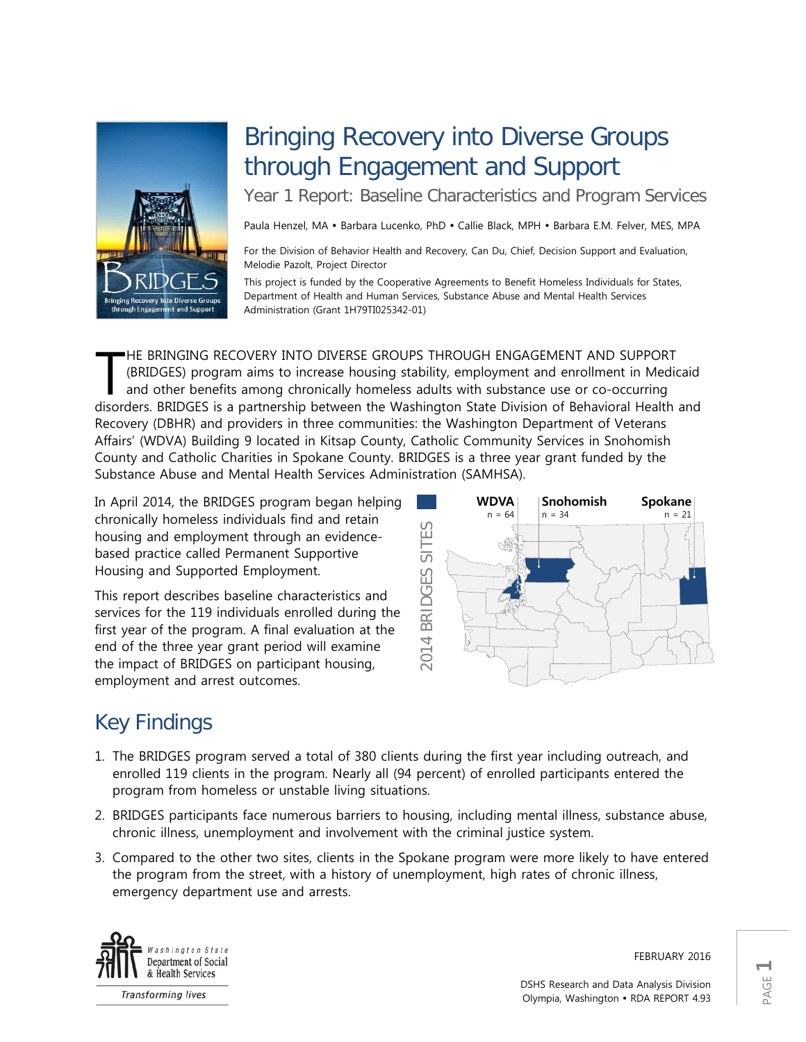# Bringing Recovery into Diverse Groups through Engagement and Support

## Year 1 Report: Baseline Characteristics and Program Services

Paula Henzel, MA • Barbara Lucenko, PhD • Callie Black, MPH • Barbara E.M. Felver, MES, MPA

For the Division of Behavior Health and Recovery, Can Du, Chief, Decision Support and Evaluation, Melodie Pazolt, Project Director

This project is funded by the Cooperative Agreements to Benefit Homeless Individuals for States, Department of Health and Human Services, Substance Abuse and Mental Health Services Administration (Grant 1H79TI025342-01)

THE BRINGING RECOVERY INTO DIVERSE GROUPS THROUGH ENGAGEMENT AND SUPPORT (BRIDGES) program aims to increase housing stability, employment and enrollment in Medicaid and other benefits among chronically homeless adults with substance use or co-occurring disorders. BRIDGES is a partnership between the Washington State Division of Behavioral Health and Recovery (DBHR) and providers in three communities: the Washington Department of Veterans Affairs' (WDVA) Building 9 located in Kitsap County, Catholic Community Services in Snohomish County and Catholic Charities in Spokane County. BRIDGES is a three year grant funded by the Substance Abuse and Mental Health Services Administration (SAMHSA).

In April 2014, the BRIDGES program began helping chronically homeless individuals find and retain housing and employment through an evidence-based practice called Permanent Supportive Housing and Supported Employment.

This report describes baseline characteristics and services for the 119 individuals enrolled during the first year of the program. A final evaluation at the end of the three year grant period will examine the impact of BRIDGES on participant housing, employment and arrest outcomes.

2014 BRIDGES SITES

| WDVA | Snohomish | Spokane |
|---|---|---|
| n = 64 | n = 34 | n = 21 |

## Key Findings

1. The BRIDGES program served a total of 380 clients during the first year including outreach, and enrolled 119 clients in the program. Nearly all (94 percent) of enrolled participants entered the program from homeless or unstable living situations.
2. BRIDGES participants face numerous barriers to housing, including mental illness, substance abuse, chronic illness, unemployment and involvement with the criminal justice system.
3. Compared to the other two sites, clients in the Spokane program were more likely to have entered the program from the street, with a history of unemployment, high rates of chronic illness, emergency department use and arrests.

Washington State Department of Social & Health Services

*Transforming lives*

FEBRUARY 2016

DSHS Research and Data Analysis Division
Olympia, Washington • RDA REPORT 4.93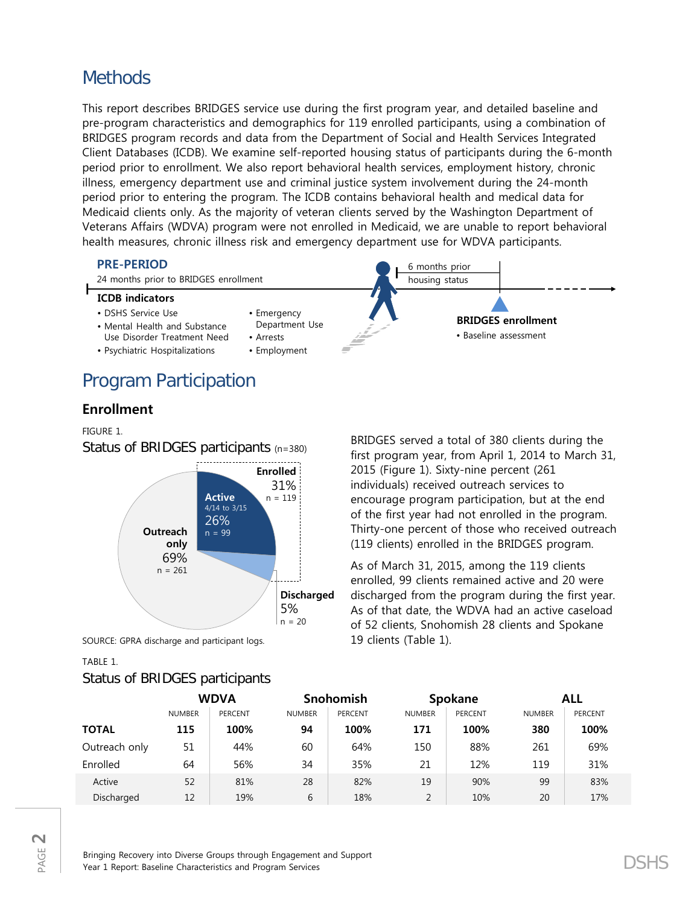# Methods

This report describes BRIDGES service use during the first program year, and detailed baseline and pre-program characteristics and demographics for 119 enrolled participants, using a combination of BRIDGES program records and data from the Department of Social and Health Services Integrated Client Databases (ICDB). We examine self-reported housing status of participants during the 6-month period prior to enrollment. We also report behavioral health services, employment history, chronic illness, emergency department use and criminal justice system involvement during the 24-month period prior to entering the program. The ICDB contains behavioral health and medical data for Medicaid clients only. As the majority of veteran clients served by the Washington Department of Veterans Affairs (WDVA) program were not enrolled in Medicaid, we are unable to report behavioral health measures, chronic illness risk and emergency department use for WDVA participants.

**PRE-PERIOD**

24 months prior to BRIDGES enrollment

**ICDB indicators**

- DSHS Service Use
- Mental Health and Substance Use Disorder Treatment Need
- Psychiatric Hospitalizations
- Emergency Department Use
- Arrests
- Employment

6 months prior housing status

**BRIDGES enrollment**

- Baseline assessment

# Program Participation

## Enrollment

FIGURE 1.

Status of BRIDGES participants (n=380)

Enrolled 31% n = 119

Active 4/14 to 3/15 26% n = 99

Outreach only 69% n = 261

Discharged 5% n = 20

SOURCE: GPRA discharge and participant logs.

BRIDGES served a total of 380 clients during the first program year, from April 1, 2014 to March 31, 2015 (Figure 1). Sixty-nine percent (261 individuals) received outreach services to encourage program participation, but at the end of the first year had not enrolled in the program. Thirty-one percent of those who received outreach (119 clients) enrolled in the BRIDGES program.

As of March 31, 2015, among the 119 clients enrolled, 99 clients remained active and 20 were discharged from the program during the first year. As of that date, the WDVA had an active caseload of 52 clients, Snohomish 28 clients and Spokane 19 clients (Table 1).

TABLE 1.

Status of BRIDGES participants

| | WDVA | | Snohomish | | Spokane | | ALL | |
|---|---|---|---|---|---|---|---|---|
| | NUMBER | PERCENT | NUMBER | PERCENT | NUMBER | PERCENT | NUMBER | PERCENT |
| **TOTAL** | **115** | **100%** | **94** | **100%** | **171** | **100%** | **380** | **100%** |
| Outreach only | 51 | 44% | 60 | 64% | 150 | 88% | 261 | 69% |
| Enrolled | 64 | 56% | 34 | 35% | 21 | 12% | 119 | 31% |
| Active | 52 | 81% | 28 | 82% | 19 | 90% | 99 | 83% |
| Discharged | 12 | 19% | 6 | 18% | 2 | 10% | 20 | 17% |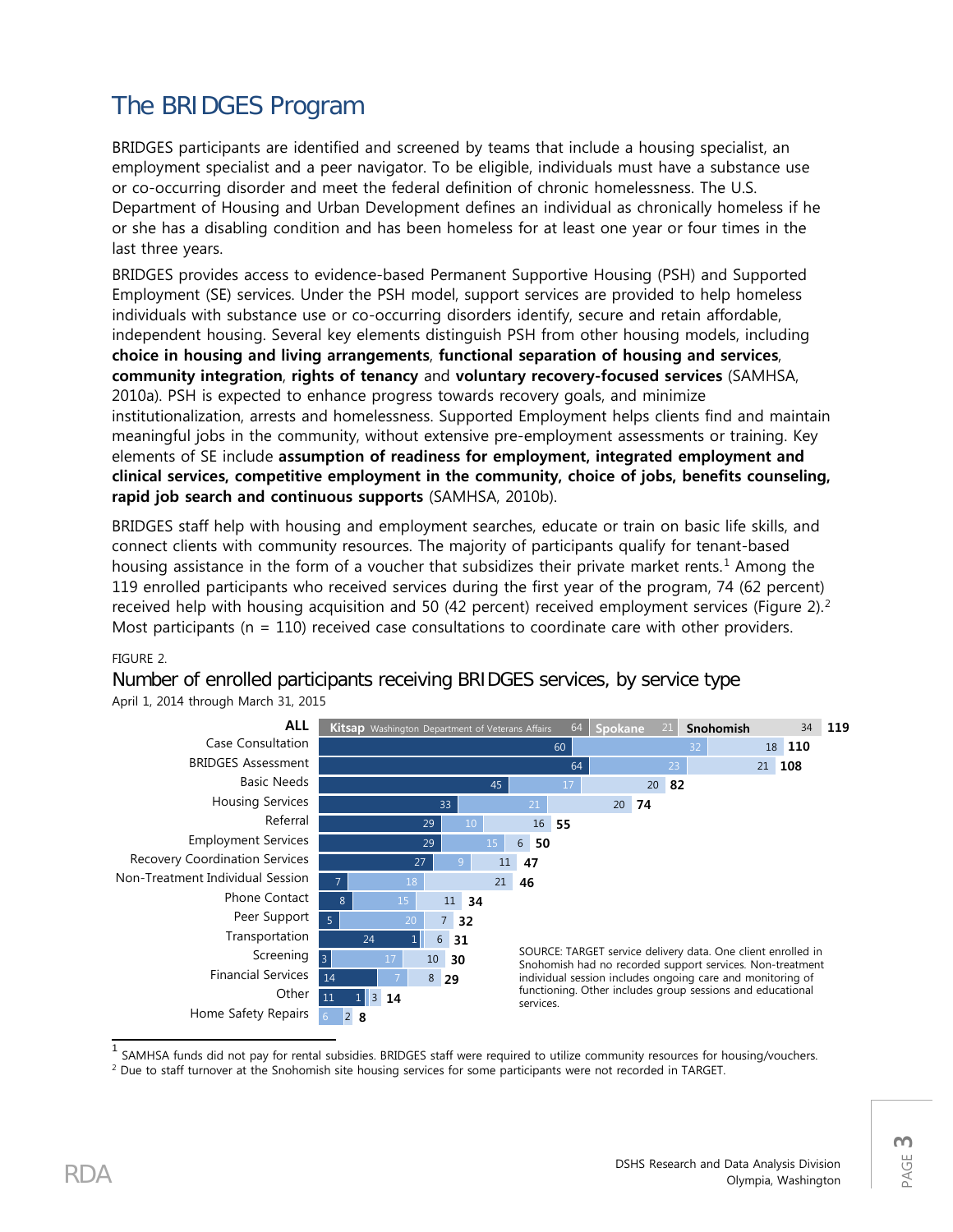# The BRIDGES Program

BRIDGES participants are identified and screened by teams that include a housing specialist, an employment specialist and a peer navigator. To be eligible, individuals must have a substance use or co-occurring disorder and meet the federal definition of chronic homelessness. The U.S. Department of Housing and Urban Development defines an individual as chronically homeless if he or she has a disabling condition and has been homeless for at least one year or four times in the last three years.

BRIDGES provides access to evidence-based Permanent Supportive Housing (PSH) and Supported Employment (SE) services. Under the PSH model, support services are provided to help homeless individuals with substance use or co-occurring disorders identify, secure and retain affordable, independent housing. Several key elements distinguish PSH from other housing models, including **choice in housing and living arrangements**, **functional separation of housing and services**, **community integration**, **rights of tenancy** and **voluntary recovery-focused services** (SAMHSA, 2010a). PSH is expected to enhance progress towards recovery goals, and minimize institutionalization, arrests and homelessness. Supported Employment helps clients find and maintain meaningful jobs in the community, without extensive pre-employment assessments or training. Key elements of SE include **assumption of readiness for employment, integrated employment and clinical services, competitive employment in the community, choice of jobs, benefits counseling, rapid job search and continuous supports** (SAMHSA, 2010b).

BRIDGES staff help with housing and employment searches, educate or train on basic life skills, and connect clients with community resources. The majority of participants qualify for tenant-based housing assistance in the form of a voucher that subsidizes their private market rents.[1] Among the 119 enrolled participants who received services during the first year of the program, 74 (62 percent) received help with housing acquisition and 50 (42 percent) received employment services (Figure 2).[2] Most participants (n = 110) received case consultations to coordinate care with other providers.

FIGURE 2.

Number of enrolled participants receiving BRIDGES services, by service type

April 1, 2014 through March 31, 2015

| Service | Kitsap (Washington Department of Veterans Affairs) | Spokane | Snohomish | ALL |
|---|---|---|---|---|
| ALL | 64 | 21 | 34 | 119 |
| Case Consultation | 60 | 32 | 18 | 110 |
| BRIDGES Assessment | 64 | 23 | 21 | 108 |
| Basic Needs | 45 | 17 | 20 | 82 |
| Housing Services | 33 | 21 | 20 | 74 |
| Referral | 29 | 10 | 16 | 55 |
| Employment Services | 29 | 15 | 6 | 50 |
| Recovery Coordination Services | 27 | 9 | 11 | 47 |
| Non-Treatment Individual Session | 7 | 18 | 21 | 46 |
| Phone Contact | 8 | 15 | 11 | 34 |
| Peer Support | 5 | 20 | 7 | 32 |
| Transportation | 24 | 1 | 6 | 31 |
| Screening | 3 | 17 | 10 | 30 |
| Financial Services | 14 | 7 | 8 | 29 |
| Other | 11 | 1 | 3 | 14 |
| Home Safety Repairs | | 6 | 2 | 8 |

SOURCE: TARGET service delivery data. One client enrolled in Snohomish had no recorded support services. Non-treatment individual session includes ongoing care and monitoring of functioning. Other includes group sessions and educational services.

---

[1] SAMHSA funds did not pay for rental subsidies. BRIDGES staff were required to utilize community resources for housing/vouchers.

[2] Due to staff turnover at the Snohomish site housing services for some participants were not recorded in TARGET.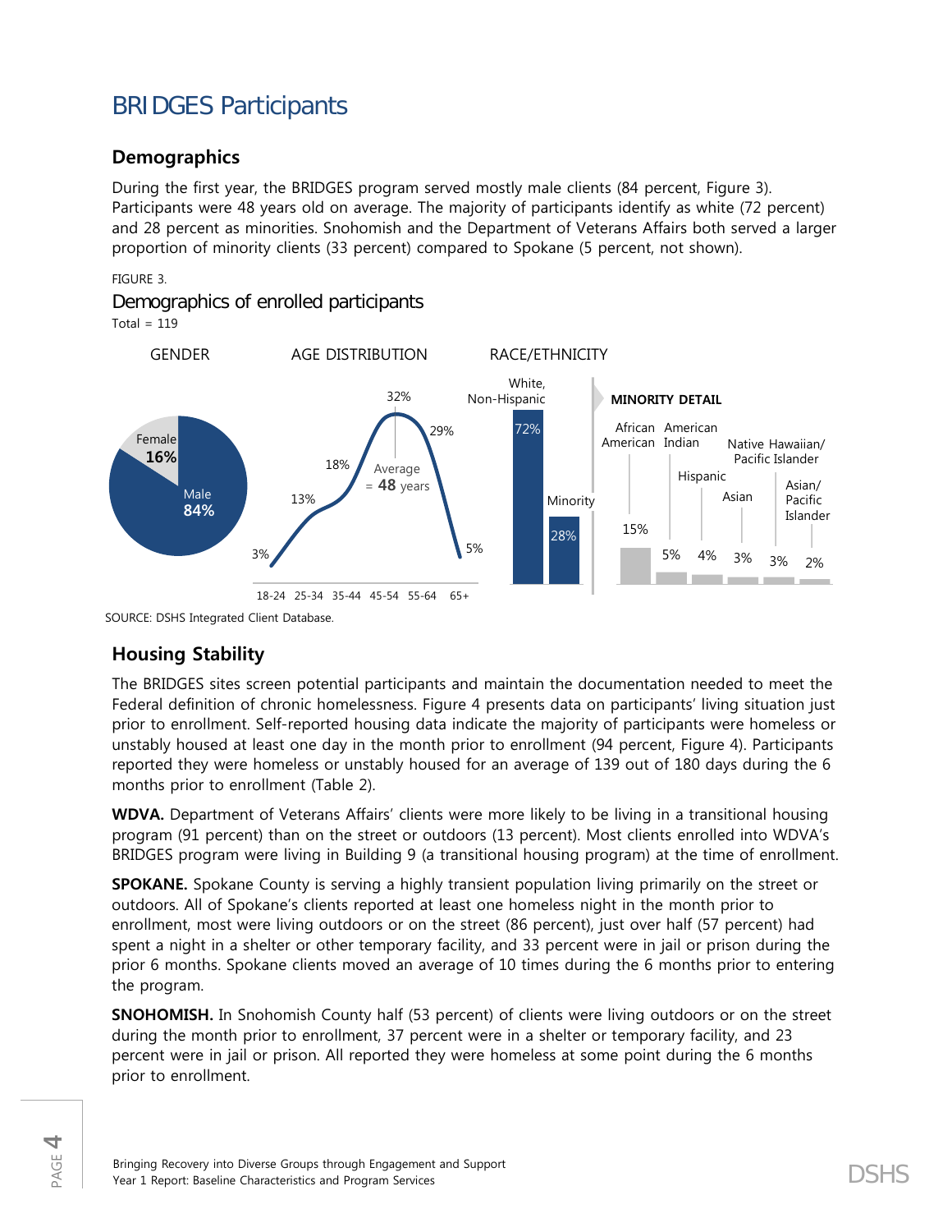# BRIDGES Participants

## Demographics

During the first year, the BRIDGES program served mostly male clients (84 percent, Figure 3). Participants were 48 years old on average. The majority of participants identify as white (72 percent) and 28 percent as minorities. Snohomish and the Department of Veterans Affairs both served a larger proportion of minority clients (33 percent) compared to Spokane (5 percent, not shown).

FIGURE 3.

### Demographics of enrolled participants

Total = 119

GENDER

| Gender | Percent |
|---|---|
| Male | 84% |
| Female | 16% |

AGE DISTRIBUTION

Average = 48 years

| Age | Percent |
|---|---|
| 18-24 | 3% |
| 25-34 | 13% |
| 35-44 | 18% |
| 45-54 | 32% |
| 55-64 | 29% |
| 65+ | 5% |

RACE/ETHNICITY

| Race/Ethnicity | Percent |
|---|---|
| White, Non-Hispanic | 72% |
| Minority | 28% |

MINORITY DETAIL

| Minority group | Percent |
|---|---|
| African American | 15% |
| American Indian | 5% |
| Hispanic | 4% |
| Asian | 3% |
| Native Hawaiian/ Pacific Islander | 3% |
| Asian/ Pacific Islander | 2% |

SOURCE: DSHS Integrated Client Database.

## Housing Stability

The BRIDGES sites screen potential participants and maintain the documentation needed to meet the Federal definition of chronic homelessness. Figure 4 presents data on participants' living situation just prior to enrollment. Self-reported housing data indicate the majority of participants were homeless or unstably housed at least one day in the month prior to enrollment (94 percent, Figure 4). Participants reported they were homeless or unstably housed for an average of 139 out of 180 days during the 6 months prior to enrollment (Table 2).

**WDVA.** Department of Veterans Affairs' clients were more likely to be living in a transitional housing program (91 percent) than on the street or outdoors (13 percent). Most clients enrolled into WDVA's BRIDGES program were living in Building 9 (a transitional housing program) at the time of enrollment.

**SPOKANE.** Spokane County is serving a highly transient population living primarily on the street or outdoors. All of Spokane's clients reported at least one homeless night in the month prior to enrollment, most were living outdoors or on the street (86 percent), just over half (57 percent) had spent a night in a shelter or other temporary facility, and 33 percent were in jail or prison during the prior 6 months. Spokane clients moved an average of 10 times during the 6 months prior to entering the program.

**SNOHOMISH.** In Snohomish County half (53 percent) of clients were living outdoors or on the street during the month prior to enrollment, 37 percent were in a shelter or temporary facility, and 23 percent were in jail or prison. All reported they were homeless at some point during the 6 months prior to enrollment.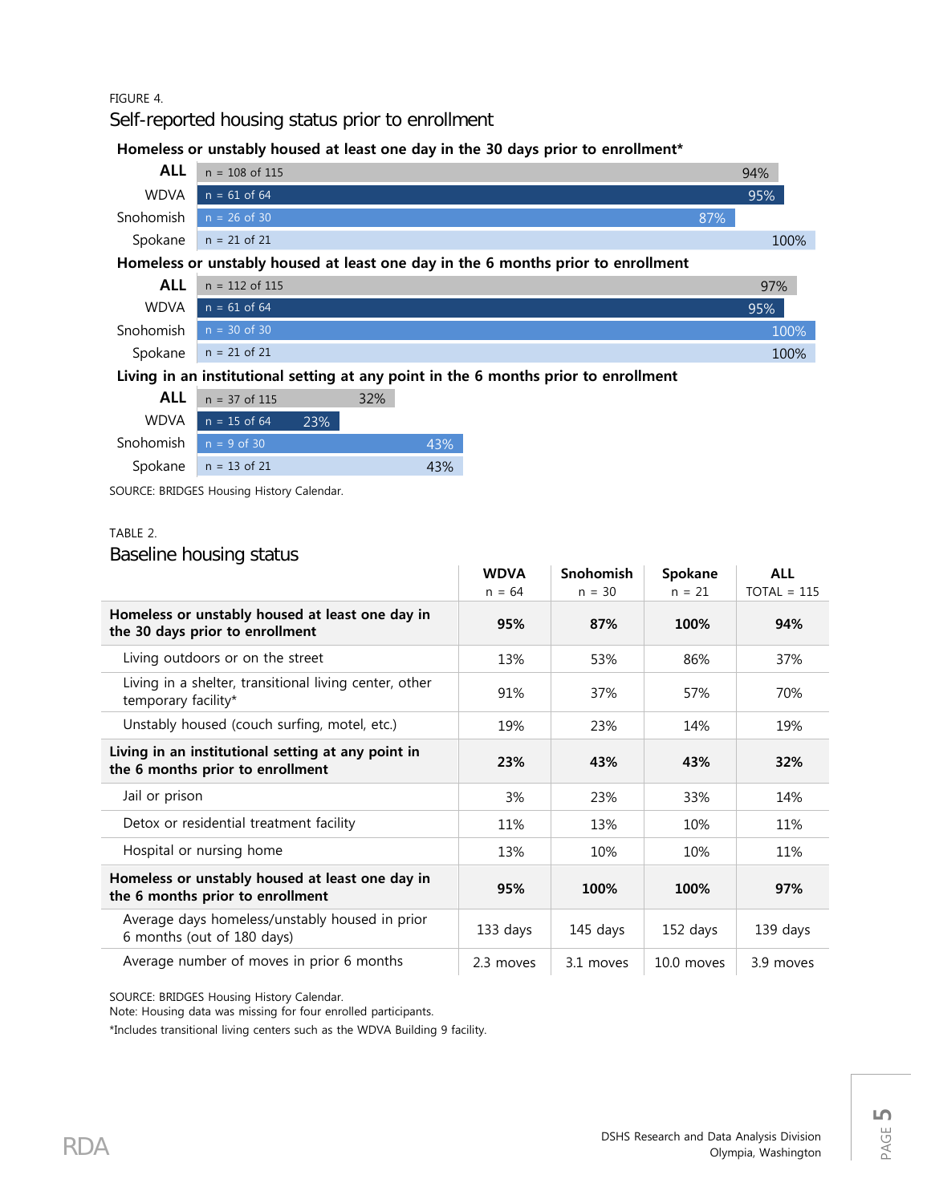FIGURE 4.

## Self-reported housing status prior to enrollment

**Homeless or unstably housed at least one day in the 30 days prior to enrollment***

| | n | % |
|---|---|---|
| **ALL** | n = 108 of 115 | 94% |
| WDVA | n = 61 of 64 | 95% |
| Snohomish | n = 26 of 30 | 87% |
| Spokane | n = 21 of 21 | 100% |

**Homeless or unstably housed at least one day in the 6 months prior to enrollment**

| | n | % |
|---|---|---|
| **ALL** | n = 112 of 115 | 97% |
| WDVA | n = 61 of 64 | 95% |
| Snohomish | n = 30 of 30 | 100% |
| Spokane | n = 21 of 21 | 100% |

**Living in an institutional setting at any point in the 6 months prior to enrollment**

| | n | % |
|---|---|---|
| **ALL** | n = 37 of 115 | 32% |
| WDVA | n = 15 of 64 | 23% |
| Snohomish | n = 9 of 30 | 43% |
| Spokane | n = 13 of 21 | 43% |

SOURCE: BRIDGES Housing History Calendar.

TABLE 2.

## Baseline housing status

| | WDVA n = 64 | Snohomish n = 30 | Spokane n = 21 | ALL TOTAL = 115 |
|---|---|---|---|---|
| **Homeless or unstably housed at least one day in the 30 days prior to enrollment** | **95%** | **87%** | **100%** | **94%** |
| Living outdoors or on the street | 13% | 53% | 86% | 37% |
| Living in a shelter, transitional living center, other temporary facility* | 91% | 37% | 57% | 70% |
| Unstably housed (couch surfing, motel, etc.) | 19% | 23% | 14% | 19% |
| **Living in an institutional setting at any point in the 6 months prior to enrollment** | **23%** | **43%** | **43%** | **32%** |
| Jail or prison | 3% | 23% | 33% | 14% |
| Detox or residential treatment facility | 11% | 13% | 10% | 11% |
| Hospital or nursing home | 13% | 10% | 10% | 11% |
| **Homeless or unstably housed at least one day in the 6 months prior to enrollment** | **95%** | **100%** | **100%** | **97%** |
| Average days homeless/unstably housed in prior 6 months (out of 180 days) | 133 days | 145 days | 152 days | 139 days |
| Average number of moves in prior 6 months | 2.3 moves | 3.1 moves | 10.0 moves | 3.9 moves |

SOURCE: BRIDGES Housing History Calendar.
Note: Housing data was missing for four enrolled participants.
*Includes transitional living centers such as the WDVA Building 9 facility.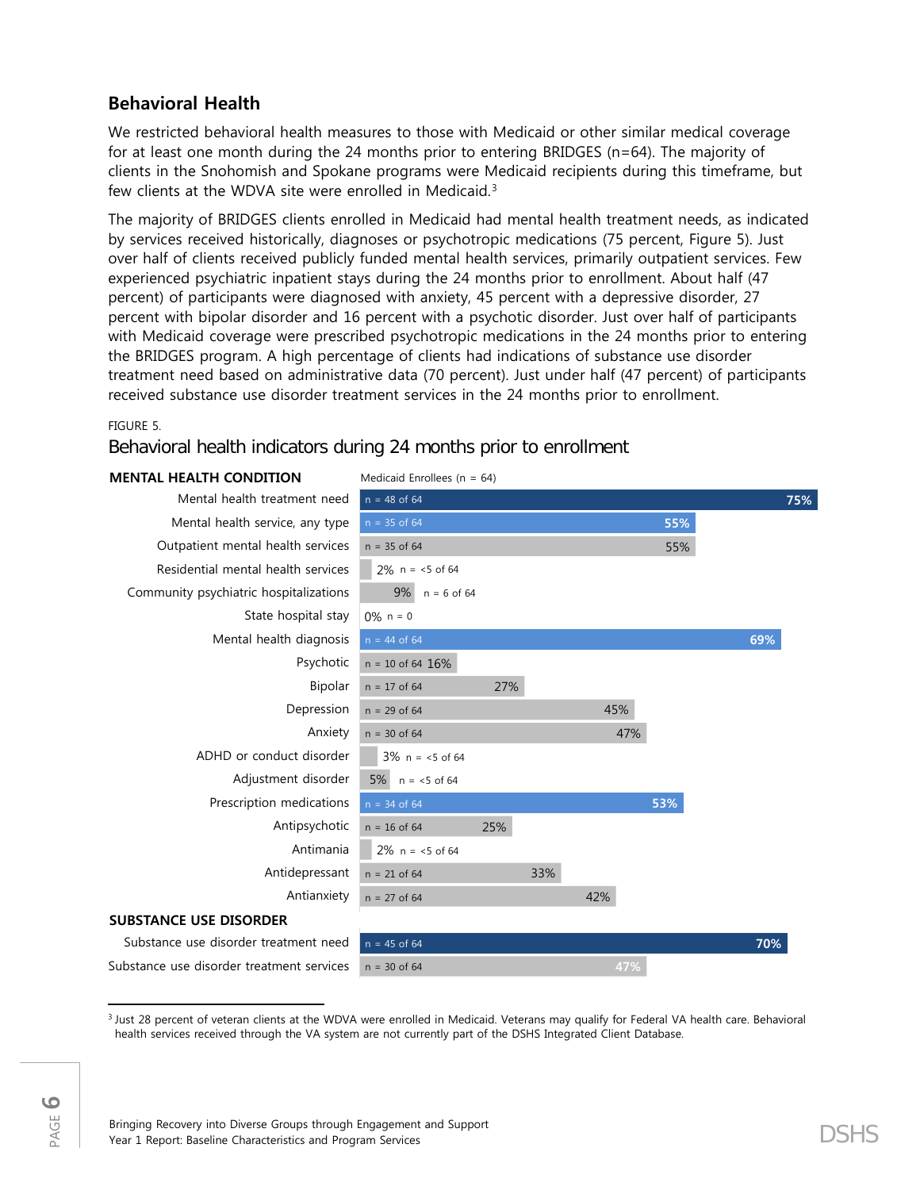## Behavioral Health

We restricted behavioral health measures to those with Medicaid or other similar medical coverage for at least one month during the 24 months prior to entering BRIDGES (n=64). The majority of clients in the Snohomish and Spokane programs were Medicaid recipients during this timeframe, but few clients at the WDVA site were enrolled in Medicaid.[3]

The majority of BRIDGES clients enrolled in Medicaid had mental health treatment needs, as indicated by services received historically, diagnoses or psychotropic medications (75 percent, Figure 5). Just over half of clients received publicly funded mental health services, primarily outpatient services. Few experienced psychiatric inpatient stays during the 24 months prior to enrollment. About half (47 percent) of participants were diagnosed with anxiety, 45 percent with a depressive disorder, 27 percent with bipolar disorder and 16 percent with a psychotic disorder. Just over half of participants with Medicaid coverage were prescribed psychotropic medications in the 24 months prior to entering the BRIDGES program. A high percentage of clients had indications of substance use disorder treatment need based on administrative data (70 percent). Just under half (47 percent) of participants received substance use disorder treatment services in the 24 months prior to enrollment.

FIGURE 5.
Behavioral health indicators during 24 months prior to enrollment

| MENTAL HEALTH CONDITION | Medicaid Enrollees (n = 64) | |
|---|---|---|
| Mental health treatment need | n = 48 of 64 | 75% |
| Mental health service, any type | n = 35 of 64 | 55% |
| Outpatient mental health services | n = 35 of 64 | 55% |
| Residential mental health services | n = <5 of 64 | 2% |
| Community psychiatric hospitalizations | n = 6 of 64 | 9% |
| State hospital stay | n = 0 | 0% |
| Mental health diagnosis | n = 44 of 64 | 69% |
| Psychotic | n = 10 of 64 | 16% |
| Bipolar | n = 17 of 64 | 27% |
| Depression | n = 29 of 64 | 45% |
| Anxiety | n = 30 of 64 | 47% |
| ADHD or conduct disorder | n = <5 of 64 | 3% |
| Adjustment disorder | n = <5 of 64 | 5% |
| Prescription medications | n = 34 of 64 | 53% |
| Antipsychotic | n = 16 of 64 | 25% |
| Antimania | n = <5 of 64 | 2% |
| Antidepressant | n = 21 of 64 | 33% |
| Antianxiety | n = 27 of 64 | 42% |
| **SUBSTANCE USE DISORDER** | | |
| Substance use disorder treatment need | n = 45 of 64 | 70% |
| Substance use disorder treatment services | n = 30 of 64 | 47% |

[3] Just 28 percent of veteran clients at the WDVA were enrolled in Medicaid. Veterans may qualify for Federal VA health care. Behavioral health services received through the VA system are not currently part of the DSHS Integrated Client Database.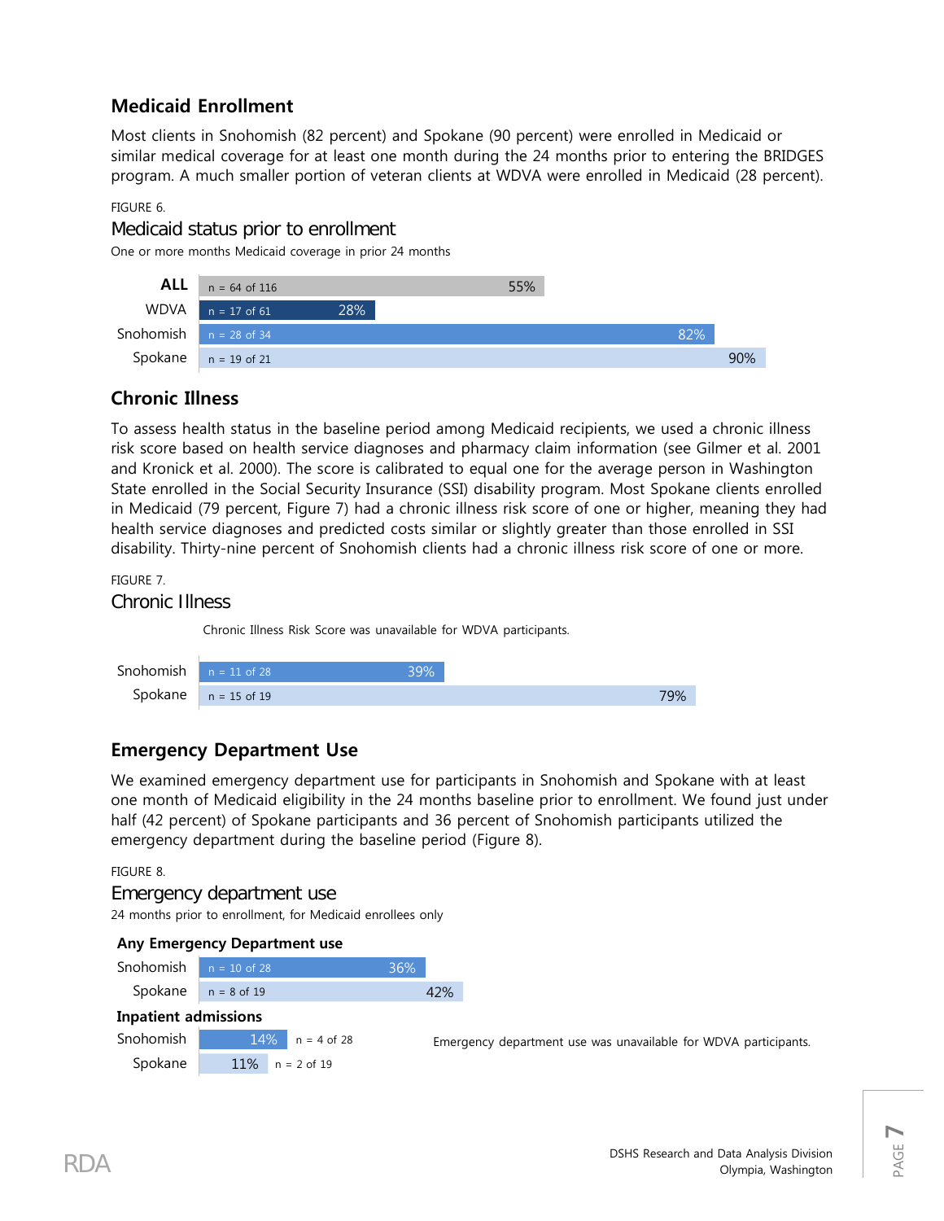## Medicaid Enrollment

Most clients in Snohomish (82 percent) and Spokane (90 percent) were enrolled in Medicaid or similar medical coverage for at least one month during the 24 months prior to entering the BRIDGES program. A much smaller portion of veteran clients at WDVA were enrolled in Medicaid (28 percent).

FIGURE 6.

### Medicaid status prior to enrollment

One or more months Medicaid coverage in prior 24 months

| | n | Percent |
|---|---|---|
| **ALL** | n = 64 of 116 | 55% |
| WDVA | n = 17 of 61 | 28% |
| Snohomish | n = 28 of 34 | 82% |
| Spokane | n = 19 of 21 | 90% |

## Chronic Illness

To assess health status in the baseline period among Medicaid recipients, we used a chronic illness risk score based on health service diagnoses and pharmacy claim information (see Gilmer et al. 2001 and Kronick et al. 2000). The score is calibrated to equal one for the average person in Washington State enrolled in the Social Security Insurance (SSI) disability program. Most Spokane clients enrolled in Medicaid (79 percent, Figure 7) had a chronic illness risk score of one or higher, meaning they had health service diagnoses and predicted costs similar or slightly greater than those enrolled in SSI disability. Thirty-nine percent of Snohomish clients had a chronic illness risk score of one or more.

FIGURE 7.

### Chronic Illness

Chronic Illness Risk Score was unavailable for WDVA participants.

| | n | Percent |
|---|---|---|
| Snohomish | n = 11 of 28 | 39% |
| Spokane | n = 15 of 19 | 79% |

## Emergency Department Use

We examined emergency department use for participants in Snohomish and Spokane with at least one month of Medicaid eligibility in the 24 months baseline prior to enrollment. We found just under half (42 percent) of Spokane participants and 36 percent of Snohomish participants utilized the emergency department during the baseline period (Figure 8).

FIGURE 8.

### Emergency department use

24 months prior to enrollment, for Medicaid enrollees only

| | n | Percent |
|---|---|---|
| **Any Emergency Department use** | | |
| Snohomish | n = 10 of 28 | 36% |
| Spokane | n = 8 of 19 | 42% |
| **Inpatient admissions** | | |
| Snohomish | n = 4 of 28 | 14% |
| Spokane | n = 2 of 19 | 11% |

Emergency department use was unavailable for WDVA participants.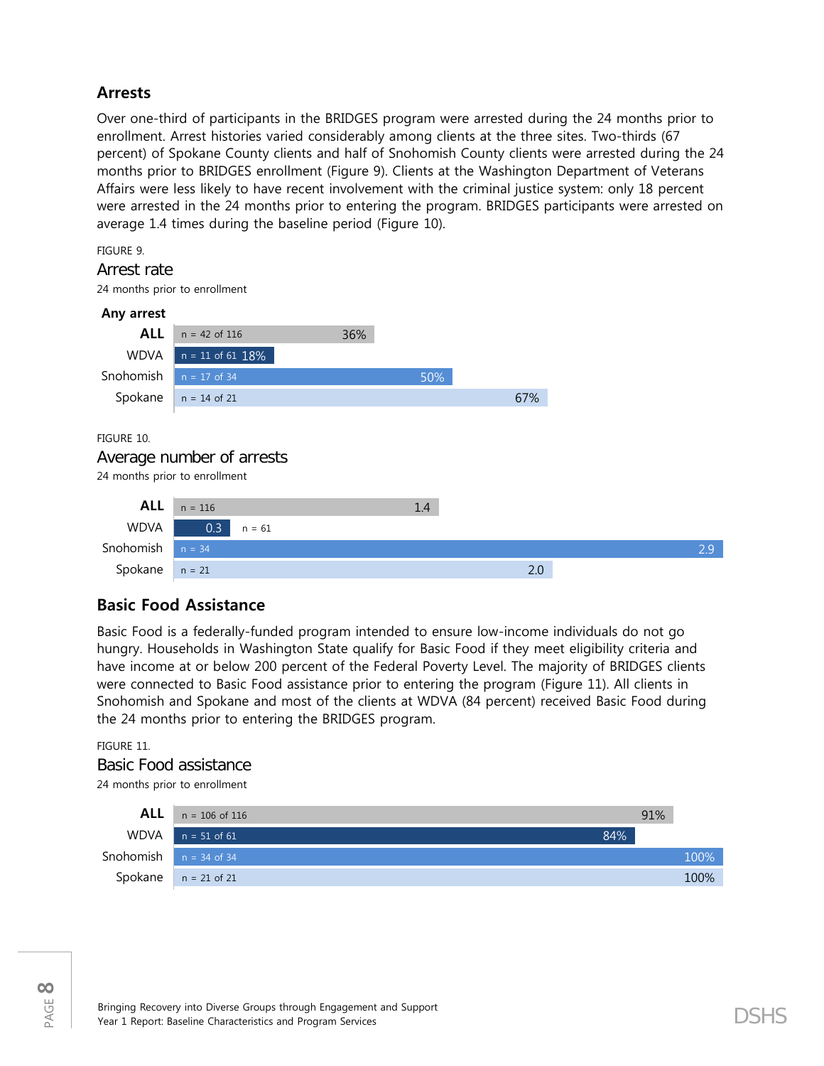## Arrests

Over one-third of participants in the BRIDGES program were arrested during the 24 months prior to enrollment. Arrest histories varied considerably among clients at the three sites. Two-thirds (67 percent) of Spokane County clients and half of Snohomish County clients were arrested during the 24 months prior to BRIDGES enrollment (Figure 9). Clients at the Washington Department of Veterans Affairs were less likely to have recent involvement with the criminal justice system: only 18 percent were arrested in the 24 months prior to entering the program. BRIDGES participants were arrested on average 1.4 times during the baseline period (Figure 10).

FIGURE 9.

### Arrest rate

24 months prior to enrollment

**Any arrest**

| | n | % |
|---|---|---|
| **ALL** | n = 42 of 116 | 36% |
| WDVA | n = 11 of 61 | 18% |
| Snohomish | n = 17 of 34 | 50% |
| Spokane | n = 14 of 21 | 67% |

FIGURE 10.

### Average number of arrests

24 months prior to enrollment

| | n | Average |
|---|---|---|
| **ALL** | n = 116 | 1.4 |
| WDVA | n = 61 | 0.3 |
| Snohomish | n = 34 | 2.9 |
| Spokane | n = 21 | 2.0 |

## Basic Food Assistance

Basic Food is a federally-funded program intended to ensure low-income individuals do not go hungry. Households in Washington State qualify for Basic Food if they meet eligibility criteria and have income at or below 200 percent of the Federal Poverty Level. The majority of BRIDGES clients were connected to Basic Food assistance prior to entering the program (Figure 11). All clients in Snohomish and Spokane and most of the clients at WDVA (84 percent) received Basic Food during the 24 months prior to entering the BRIDGES program.

FIGURE 11.

### Basic Food assistance

24 months prior to enrollment

| | n | % |
|---|---|---|
| **ALL** | n = 106 of 116 | 91% |
| WDVA | n = 51 of 61 | 84% |
| Snohomish | n = 34 of 34 | 100% |
| Spokane | n = 21 of 21 | 100% |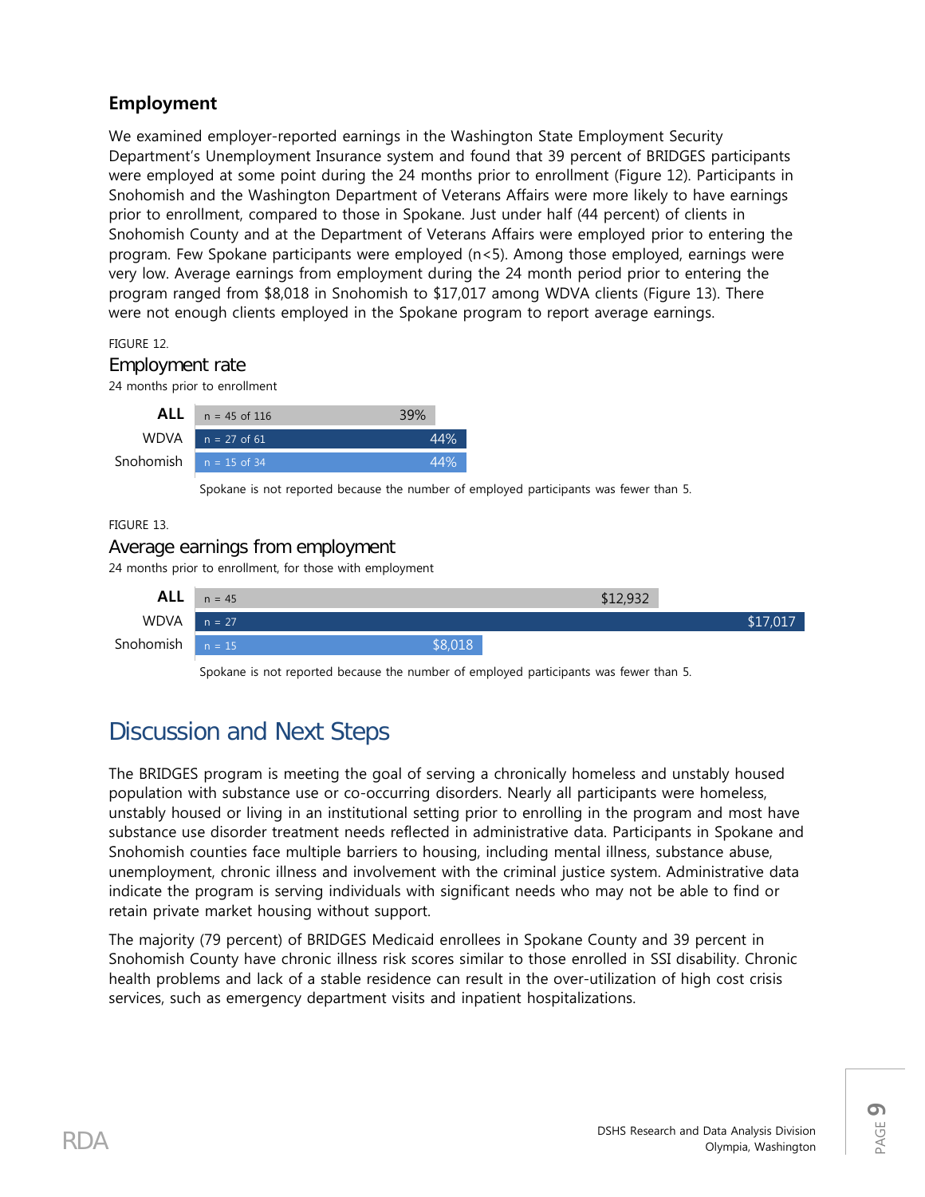## Employment

We examined employer-reported earnings in the Washington State Employment Security Department's Unemployment Insurance system and found that 39 percent of BRIDGES participants were employed at some point during the 24 months prior to enrollment (Figure 12). Participants in Snohomish and the Washington Department of Veterans Affairs were more likely to have earnings prior to enrollment, compared to those in Spokane. Just under half (44 percent) of clients in Snohomish County and at the Department of Veterans Affairs were employed prior to entering the program. Few Spokane participants were employed (n<5). Among those employed, earnings were very low. Average earnings from employment during the 24 month period prior to entering the program ranged from $8,018 in Snohomish to $17,017 among WDVA clients (Figure 13). There were not enough clients employed in the Spokane program to report average earnings.

FIGURE 12.

### Employment rate

24 months prior to enrollment

| | n | Employment rate |
|---|---|---|
| **ALL** | n = 45 of 116 | 39% |
| WDVA | n = 27 of 61 | 44% |
| Snohomish | n = 15 of 34 | 44% |

Spokane is not reported because the number of employed participants was fewer than 5.

FIGURE 13.

### Average earnings from employment

24 months prior to enrollment, for those with employment

| | n | Average earnings |
|---|---|---|
| **ALL** | n = 45 | $12,932 |
| WDVA | n = 27 | $17,017 |
| Snohomish | n = 15 | $8,018 |

Spokane is not reported because the number of employed participants was fewer than 5.

# Discussion and Next Steps

The BRIDGES program is meeting the goal of serving a chronically homeless and unstably housed population with substance use or co-occurring disorders. Nearly all participants were homeless, unstably housed or living in an institutional setting prior to enrolling in the program and most have substance use disorder treatment needs reflected in administrative data. Participants in Spokane and Snohomish counties face multiple barriers to housing, including mental illness, substance abuse, unemployment, chronic illness and involvement with the criminal justice system. Administrative data indicate the program is serving individuals with significant needs who may not be able to find or retain private market housing without support.

The majority (79 percent) of BRIDGES Medicaid enrollees in Spokane County and 39 percent in Snohomish County have chronic illness risk scores similar to those enrolled in SSI disability. Chronic health problems and lack of a stable residence can result in the over-utilization of high cost crisis services, such as emergency department visits and inpatient hospitalizations.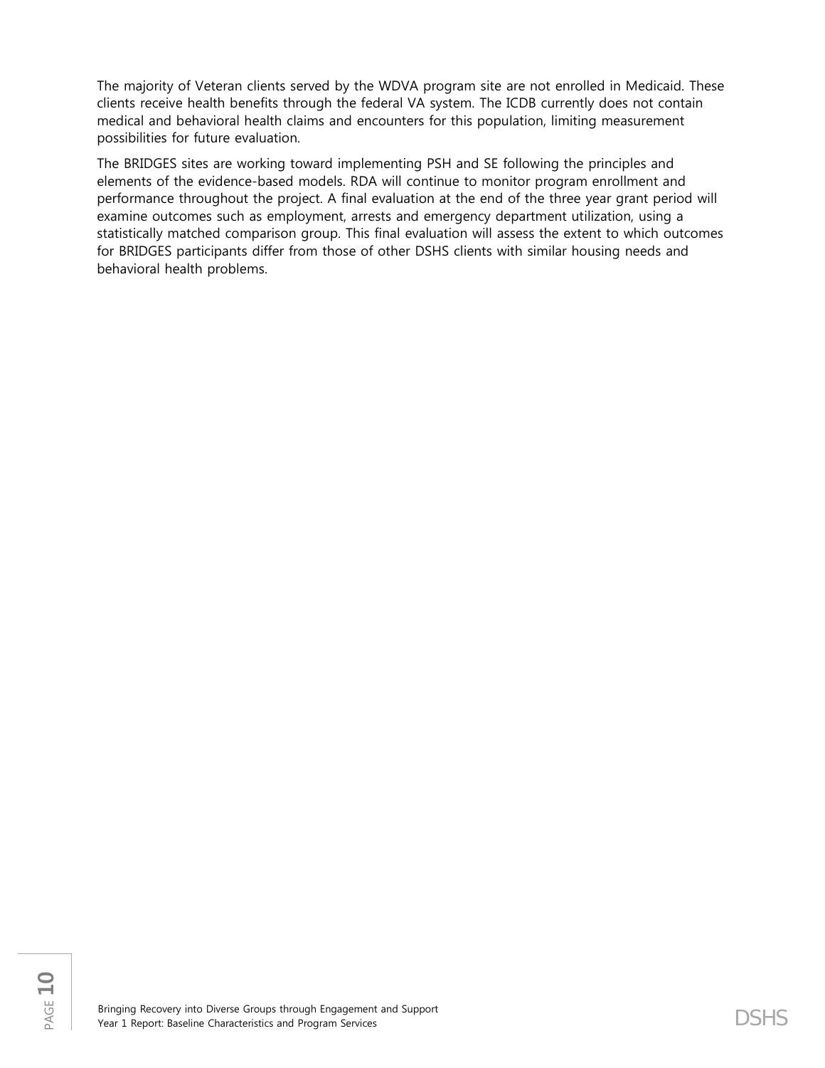The majority of Veteran clients served by the WDVA program site are not enrolled in Medicaid. These clients receive health benefits through the federal VA system. The ICDB currently does not contain medical and behavioral health claims and encounters for this population, limiting measurement possibilities for future evaluation.

The BRIDGES sites are working toward implementing PSH and SE following the principles and elements of the evidence-based models. RDA will continue to monitor program enrollment and performance throughout the project. A final evaluation at the end of the three year grant period will examine outcomes such as employment, arrests and emergency department utilization, using a statistically matched comparison group. This final evaluation will assess the extent to which outcomes for BRIDGES participants differ from those of other DSHS clients with similar housing needs and behavioral health problems.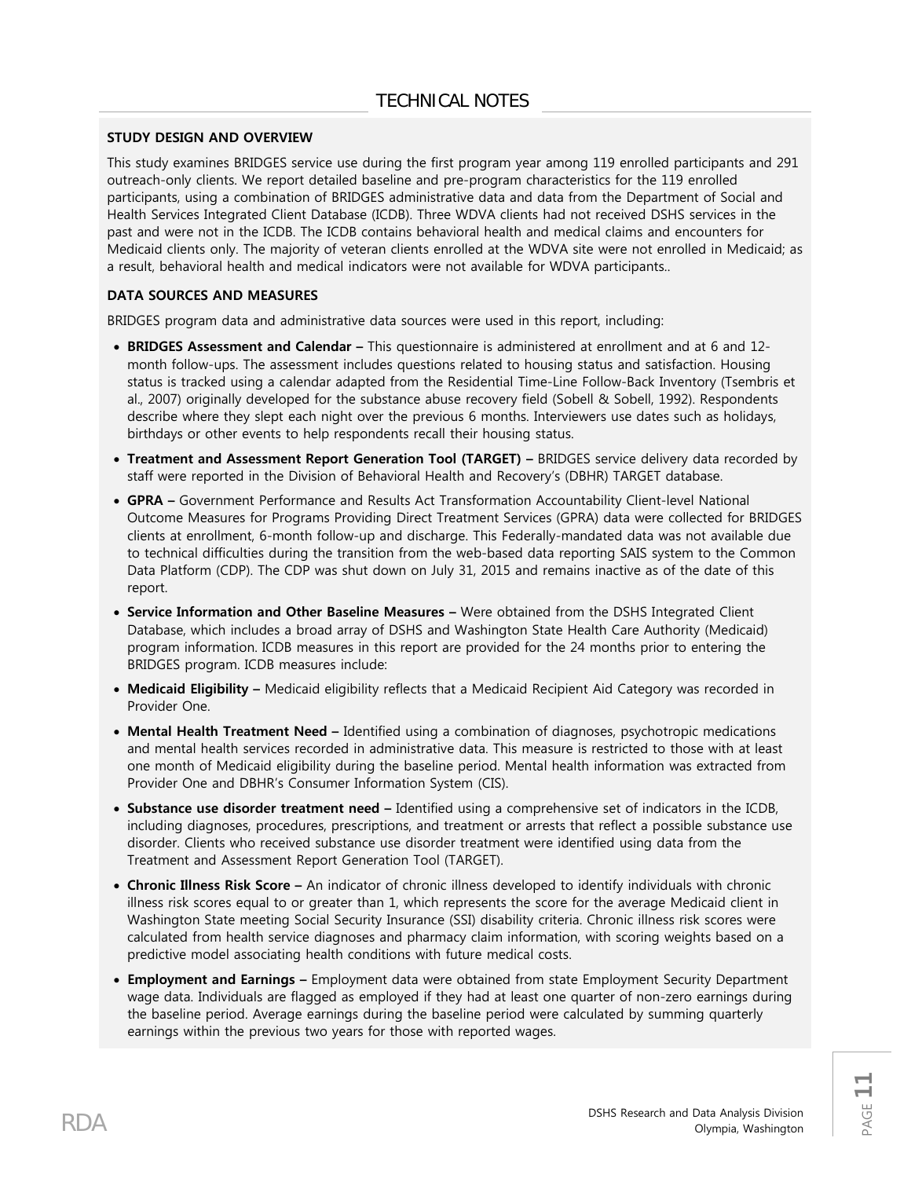# TECHNICAL NOTES

### STUDY DESIGN AND OVERVIEW

This study examines BRIDGES service use during the first program year among 119 enrolled participants and 291 outreach-only clients. We report detailed baseline and pre-program characteristics for the 119 enrolled participants, using a combination of BRIDGES administrative data and data from the Department of Social and Health Services Integrated Client Database (ICDB). Three WDVA clients had not received DSHS services in the past and were not in the ICDB. The ICDB contains behavioral health and medical claims and encounters for Medicaid clients only. The majority of veteran clients enrolled at the WDVA site were not enrolled in Medicaid; as a result, behavioral health and medical indicators were not available for WDVA participants..

### DATA SOURCES AND MEASURES

BRIDGES program data and administrative data sources were used in this report, including:

- **BRIDGES Assessment and Calendar –** This questionnaire is administered at enrollment and at 6 and 12-month follow-ups. The assessment includes questions related to housing status and satisfaction. Housing status is tracked using a calendar adapted from the Residential Time-Line Follow-Back Inventory (Tsembris et al., 2007) originally developed for the substance abuse recovery field (Sobell & Sobell, 1992). Respondents describe where they slept each night over the previous 6 months. Interviewers use dates such as holidays, birthdays or other events to help respondents recall their housing status.
- **Treatment and Assessment Report Generation Tool (TARGET) –** BRIDGES service delivery data recorded by staff were reported in the Division of Behavioral Health and Recovery's (DBHR) TARGET database.
- **GPRA –** Government Performance and Results Act Transformation Accountability Client-level National Outcome Measures for Programs Providing Direct Treatment Services (GPRA) data were collected for BRIDGES clients at enrollment, 6-month follow-up and discharge. This Federally-mandated data was not available due to technical difficulties during the transition from the web-based data reporting SAIS system to the Common Data Platform (CDP). The CDP was shut down on July 31, 2015 and remains inactive as of the date of this report.
- **Service Information and Other Baseline Measures –** Were obtained from the DSHS Integrated Client Database, which includes a broad array of DSHS and Washington State Health Care Authority (Medicaid) program information. ICDB measures in this report are provided for the 24 months prior to entering the BRIDGES program. ICDB measures include:
- **Medicaid Eligibility –** Medicaid eligibility reflects that a Medicaid Recipient Aid Category was recorded in Provider One.
- **Mental Health Treatment Need –** Identified using a combination of diagnoses, psychotropic medications and mental health services recorded in administrative data. This measure is restricted to those with at least one month of Medicaid eligibility during the baseline period. Mental health information was extracted from Provider One and DBHR's Consumer Information System (CIS).
- **Substance use disorder treatment need –** Identified using a comprehensive set of indicators in the ICDB, including diagnoses, procedures, prescriptions, and treatment or arrests that reflect a possible substance use disorder. Clients who received substance use disorder treatment were identified using data from the Treatment and Assessment Report Generation Tool (TARGET).
- **Chronic Illness Risk Score –** An indicator of chronic illness developed to identify individuals with chronic illness risk scores equal to or greater than 1, which represents the score for the average Medicaid client in Washington State meeting Social Security Insurance (SSI) disability criteria. Chronic illness risk scores were calculated from health service diagnoses and pharmacy claim information, with scoring weights based on a predictive model associating health conditions with future medical costs.
- **Employment and Earnings –** Employment data were obtained from state Employment Security Department wage data. Individuals are flagged as employed if they had at least one quarter of non-zero earnings during the baseline period. Average earnings during the baseline period were calculated by summing quarterly earnings within the previous two years for those with reported wages.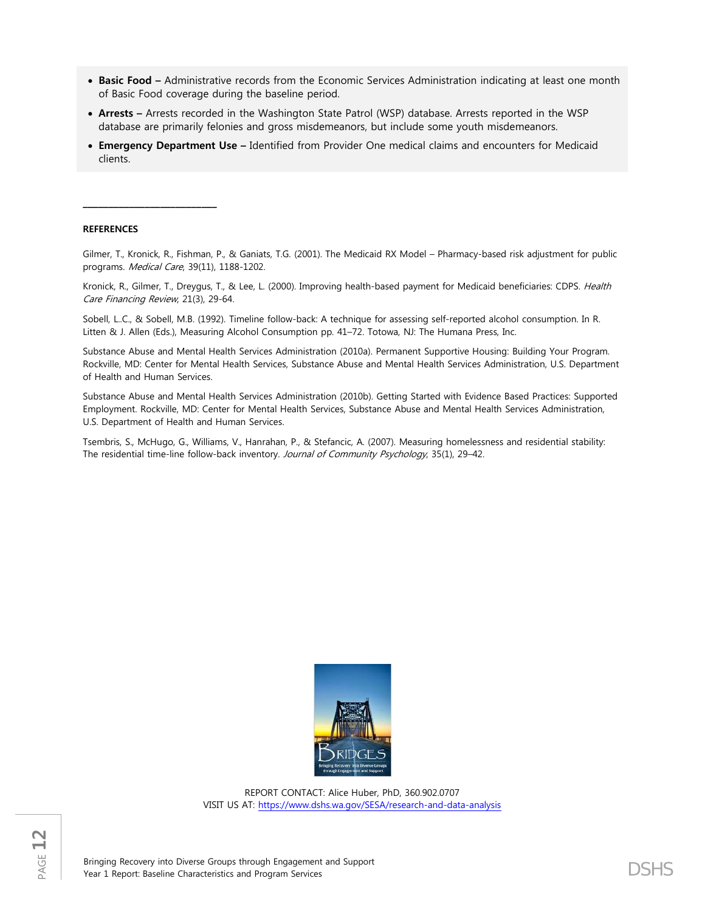- **Basic Food –** Administrative records from the Economic Services Administration indicating at least one month of Basic Food coverage during the baseline period.
- **Arrests –** Arrests recorded in the Washington State Patrol (WSP) database. Arrests reported in the WSP database are primarily felonies and gross misdemeanors, but include some youth misdemeanors.
- **Emergency Department Use –** Identified from Provider One medical claims and encounters for Medicaid clients.

---

**REFERENCES**

Gilmer, T., Kronick, R., Fishman, P., & Ganiats, T.G. (2001). The Medicaid RX Model – Pharmacy-based risk adjustment for public programs. *Medical Care*, 39(11), 1188-1202.

Kronick, R., Gilmer, T., Dreygus, T., & Lee, L. (2000). Improving health-based payment for Medicaid beneficiaries: CDPS. *Health Care Financing Review*, 21(3), 29-64.

Sobell, L..C., & Sobell, M.B. (1992). Timeline follow-back: A technique for assessing self-reported alcohol consumption. In R. Litten & J. Allen (Eds.), Measuring Alcohol Consumption pp. 41–72. Totowa, NJ: The Humana Press, Inc.

Substance Abuse and Mental Health Services Administration (2010a). Permanent Supportive Housing: Building Your Program. Rockville, MD: Center for Mental Health Services, Substance Abuse and Mental Health Services Administration, U.S. Department of Health and Human Services.

Substance Abuse and Mental Health Services Administration (2010b). Getting Started with Evidence Based Practices: Supported Employment. Rockville, MD: Center for Mental Health Services, Substance Abuse and Mental Health Services Administration, U.S. Department of Health and Human Services.

Tsembris, S., McHugo, G., Williams, V., Hanrahan, P., & Stefancic, A. (2007). Measuring homelessness and residential stability: The residential time-line follow-back inventory. *Journal of Community Psychology*, 35(1), 29–42.

REPORT CONTACT: Alice Huber, PhD, 360.902.0707

VISIT US AT: https://www.dshs.wa.gov/SESA/research-and-data-analysis